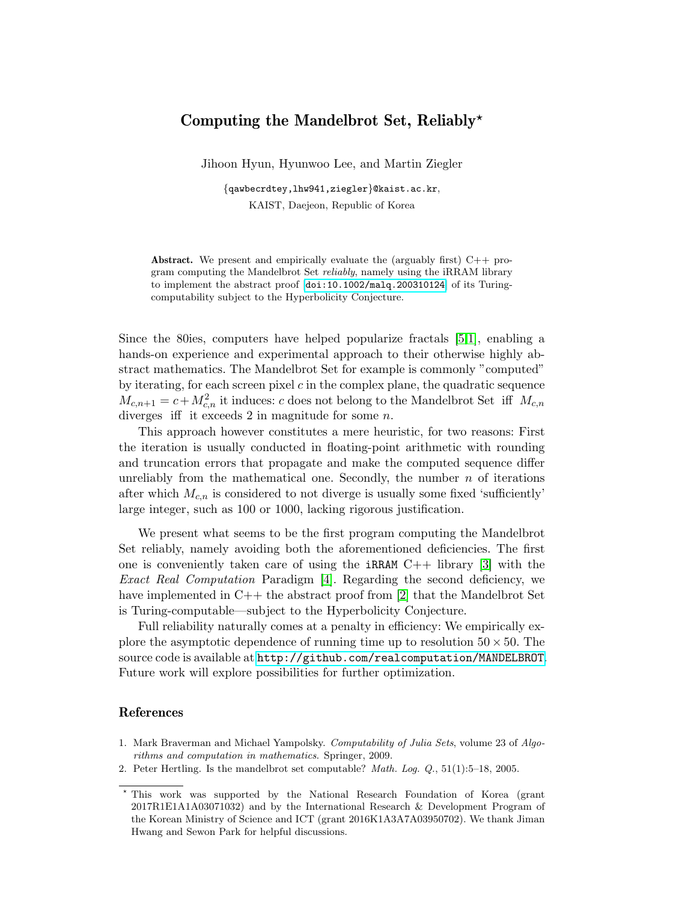# Computing the Mandelbrot Set, Reliably*

Jihoon Hyun, Hyunwoo Lee, and Martin Ziegler

{qawbecrdtey,lhw941,ziegler}@kaist.ac.kr,

KAIST, Daejeon, Republic of Korea

**Abstract.** We present and empirically evaluate the (arguably first) C++ program computing the Mandelbrot Set *reliably*, namely using the iRRAM library to implement the abstract proof doi:10.1002/malq.200310124 of its Turing-computability subject to the Hyperbolicity Conjecture.

Since the 80ies, computers have helped popularize fractals [5,1], enabling a hands-on experience and experimental approach to their otherwise highly abstract mathematics. The Mandelbrot Set for example is commonly "computed" by iterating, for each screen pixel $c$ in the complex plane, the quadratic sequence $M_{c,n+1} = c + M_{c,n}^2$ it induces: $c$ does not belong to the Mandelbrot Set iff $M_{c,n}$ diverges iff it exceeds 2 in magnitude for some $n$.

This approach however constitutes a mere heuristic, for two reasons: First the iteration is usually conducted in floating-point arithmetic with rounding and truncation errors that propagate and make the computed sequence differ unreliably from the mathematical one. Secondly, the number $n$ of iterations after which $M_{c,n}$ is considered to not diverge is usually some fixed 'sufficiently' large integer, such as 100 or 1000, lacking rigorous justification.

We present what seems to be the first program computing the Mandelbrot Set reliably, namely avoiding both the aforementioned deficiencies. The first one is conveniently taken care of using the iRRAM C++ library [3] with the *Exact Real Computation* Paradigm [4]. Regarding the second deficiency, we have implemented in C++ the abstract proof from [2] that the Mandelbrot Set is Turing-computable—subject to the Hyperbolicity Conjecture.

Full reliability naturally comes at a penalty in efficiency: We empirically explore the asymptotic dependence of running time up to resolution $50 \times 50$. The source code is available at http://github.com/realcomputation/MANDELBROT. Future work will explore possibilities for further optimization.

## References

1. Mark Braverman and Michael Yampolsky. *Computability of Julia Sets*, volume 23 of *Algorithms and computation in mathematics*. Springer, 2009.
2. Peter Hertling. Is the mandelbrot set computable? *Math. Log. Q.*, 51(1):5–18, 2005.

* This work was supported by the National Research Foundation of Korea (grant 2017R1E1A1A03071032) and by the International Research & Development Program of the Korean Ministry of Science and ICT (grant 2016K1A3A7A03950702). We thank Jiman Hwang and Sewon Park for helpful discussions.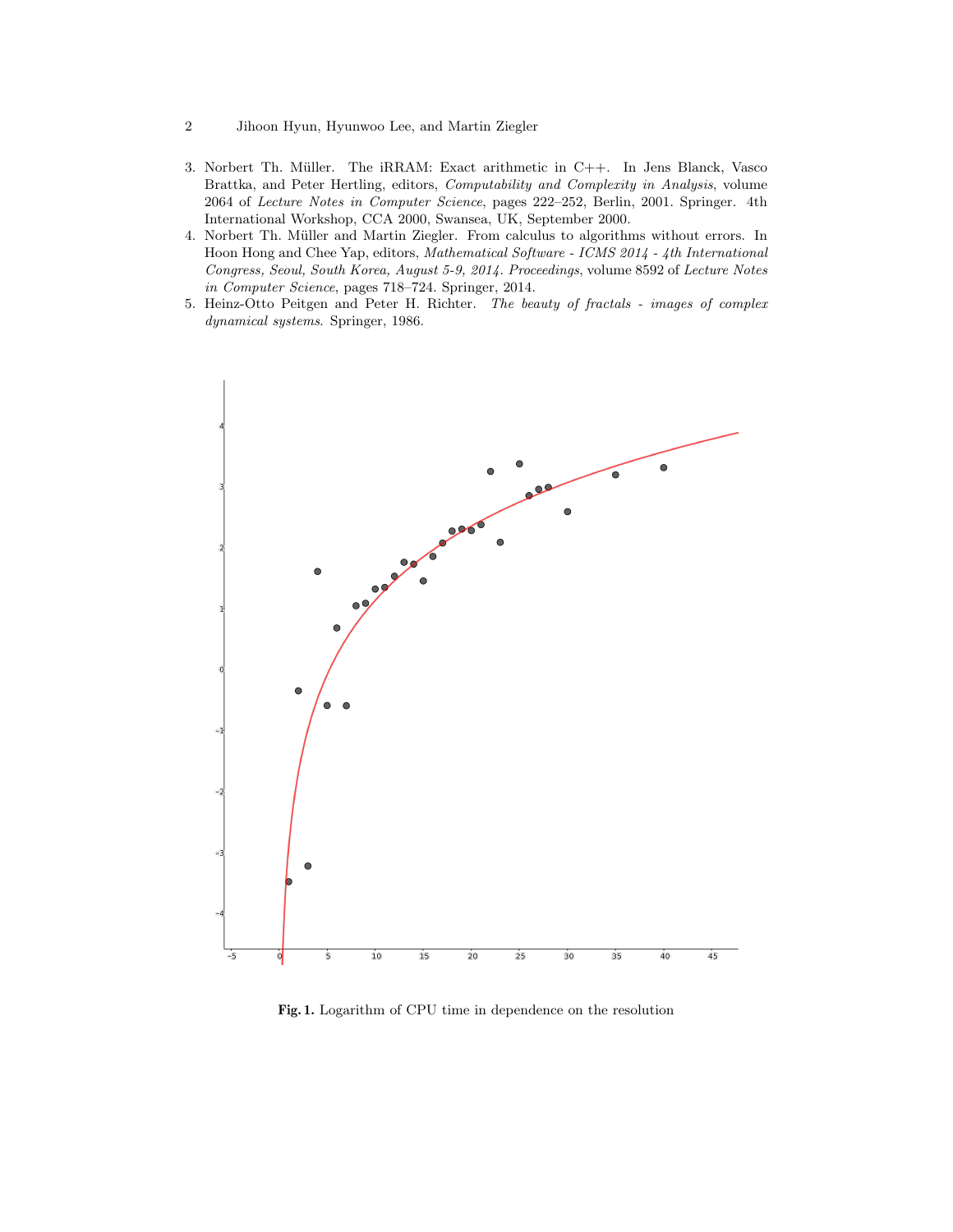3. Norbert Th. Müller. The iRRAM: Exact arithmetic in C++. In Jens Blanck, Vasco Brattka, and Peter Hertling, editors, *Computability and Complexity in Analysis*, volume 2064 of *Lecture Notes in Computer Science*, pages 222–252, Berlin, 2001. Springer. 4th International Workshop, CCA 2000, Swansea, UK, September 2000.
4. Norbert Th. Müller and Martin Ziegler. From calculus to algorithms without errors. In Hoon Hong and Chee Yap, editors, *Mathematical Software - ICMS 2014 - 4th International Congress, Seoul, South Korea, August 5-9, 2014. Proceedings*, volume 8592 of *Lecture Notes in Computer Science*, pages 718–724. Springer, 2014.
5. Heinz-Otto Peitgen and Peter H. Richter. *The beauty of fractals - images of complex dynamical systems*. Springer, 1986.

4
3
2
1
0
-1
-2
-3
-4

-5 0 5 10 15 20 25 30 35 40 45

**Fig. 1.** Logarithm of CPU time in dependence on the resolution